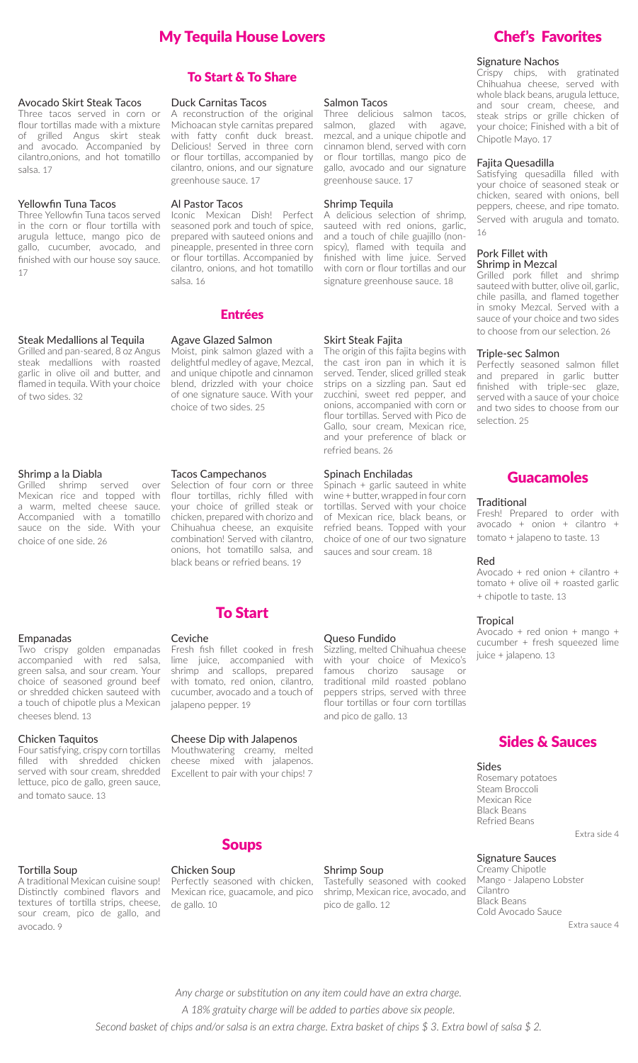# My Tequila House Lovers

## To Start & To Share

### Avocado Skirt Steak Tacos
Three tacos served in corn or flour tortillas made with a mixture of grilled Angus skirt steak and avocado. Accompanied by cilantro,onions, and hot tomatillo salsa. 17

### Yellowfin Tuna Tacos
Three Yellowfin Tuna tacos served in the corn or flour tortilla with arugula lettuce, mango pico de gallo, cucumber, avocado, and finished with our house soy sauce. 17

### Duck Carnitas Tacos
A reconstruction of the original Michoacan style carnitas prepared with fatty confit duck breast. Delicious! Served in three corn or flour tortillas, accompanied by cilantro, onions, and our signature greenhouse sauce. 17

### Al Pastor Tacos
Iconic Mexican Dish! Perfect seasoned pork and touch of spice, prepared with sauteed onions and pineapple, presented in three corn or flour tortillas. Accompanied by cilantro, onions, and hot tomatillo salsa. 16

### Salmon Tacos
Three delicious salmon tacos, salmon, glazed with agave, mezcal, and a unique chipotle and cinnamon blend, served with corn or flour tortillas, mango pico de gallo, avocado and our signature greenhouse sauce. 17

### Shrimp Tequila
A delicious selection of shrimp, sauteed with red onions, garlic, and a touch of chile guajillo (non-spicy), flamed with tequila and finished with lime juice. Served with corn or flour tortillas and our signature greenhouse sauce. 18

## Entrées

### Steak Medallions al Tequila
Grilled and pan-seared, 8 oz Angus steak medallions with roasted garlic in olive oil and butter, and flamed in tequila. With your choice of two sides. 32

### Agave Glazed Salmon
Moist, pink salmon glazed with a delightful medley of agave, Mezcal, and unique chipotle and cinnamon blend, drizzled with your choice of one signature sauce. With your choice of two sides. 25

### Skirt Steak Fajita
The origin of this fajita begins with the cast iron pan in which it is served. Tender, sliced grilled steak strips on a sizzling pan. Saut ed zucchini, sweet red pepper, and onions, accompanied with corn or flour tortillas. Served with Pico de Gallo, sour cream, Mexican rice, and your preference of black or refried beans. 26

### Shrimp a la Diabla
Grilled shrimp served over Mexican rice and topped with a warm, melted cheese sauce. Accompanied with a tomatillo sauce on the side. With your choice of one side. 26

### Tacos Campechanos
Selection of four corn or three flour tortillas, richly filled with your choice of grilled steak or chicken, prepared with chorizo and Chihuahua cheese, an exquisite combination! Served with cilantro, onions, hot tomatillo salsa, and black beans or refried beans. 19

### Spinach Enchiladas
Spinach + garlic sauteed in white wine + butter, wrapped in four corn tortillas. Served with your choice of Mexican rice, black beans, or refried beans. Topped with your choice of one of our two signature sauces and sour cream. 18

## To Start

### Empanadas
Two crispy golden empanadas accompanied with red salsa, green salsa, and sour cream. Your choice of seasoned ground beef or shredded chicken sauteed with a touch of chipotle plus a Mexican cheeses blend. 13

### Chicken Taquitos
Four satisfying, crispy corn tortillas filled with shredded chicken served with sour cream, shredded lettuce, pico de gallo, green sauce, and tomato sauce. 13

### Ceviche
Fresh fish fillet cooked in fresh lime juice, accompanied with shrimp and scallops, prepared with tomato, red onion, cilantro, cucumber, avocado and a touch of jalapeno pepper. 19

### Cheese Dip with Jalapenos
Mouthwatering creamy, melted cheese mixed with jalapenos. Excellent to pair with your chips! 7

### Queso Fundido
Sizzling, melted Chihuahua cheese with your choice of Mexico's famous chorizo sausage or traditional mild roasted poblano peppers strips, served with three flour tortillas or four corn tortillas and pico de gallo. 13

## Soups

### Tortilla Soup
A traditional Mexican cuisine soup! Distinctly combined flavors and textures of tortilla strips, cheese, sour cream, pico de gallo, and avocado. 9

### Chicken Soup
Perfectly seasoned with chicken, Mexican rice, guacamole, and pico de gallo. 10

### Shrimp Soup
Tastefully seasoned with cooked shrimp, Mexican rice, avocado, and pico de gallo. 12

# Chef's Favorites

### Signature Nachos
Crispy chips, with gratinated Chihuahua cheese, served with whole black beans, arugula lettuce, and sour cream, cheese, and steak strips or grille chicken of your choice; Finished with a bit of Chipotle Mayo. 17

### Fajita Quesadilla
Satisfying quesadilla filled with your choice of seasoned steak or chicken, seared with onions, bell peppers, cheese, and ripe tomato. Served with arugula and tomato. 16

### Pork Fillet with Shrimp in Mezcal
Grilled pork fillet and shrimp sauteed with butter, olive oil, garlic, chile pasilla, and flamed together in smoky Mezcal. Served with a sauce of your choice and two sides to choose from our selection. 26

### Triple-sec Salmon
Perfectly seasoned salmon fillet and prepared in garlic butter finished with triple-sec glaze, served with a sauce of your choice and two sides to choose from our selection. 25

## Guacamoles

### Traditional
Fresh! Prepared to order with avocado + onion + cilantro + tomato + jalapeno to taste. 13

### Red
Avocado + red onion + cilantro + tomato + olive oil + roasted garlic + chipotle to taste. 13

### Tropical
Avocado + red onion + mango + cucumber + fresh squeezed lime juice + jalapeno. 13

## Sides & Sauces

### Sides
- Rosemary potatoes
- Steam Broccoli
- Mexican Rice
- Black Beans
- Refried Beans

Extra side 4

### Signature Sauces
- Creamy Chipotle
- Mango - Jalapeno Lobster
- Cilantro
- Black Beans
- Cold Avocado Sauce

Extra sauce 4

*Any charge or substitution on any item could have an extra charge.*

*A 18% gratuity charge will be added to parties above six people.*

*Second basket of chips and/or salsa is an extra charge. Extra basket of chips $ 3. Extra bowl of salsa $ 2.*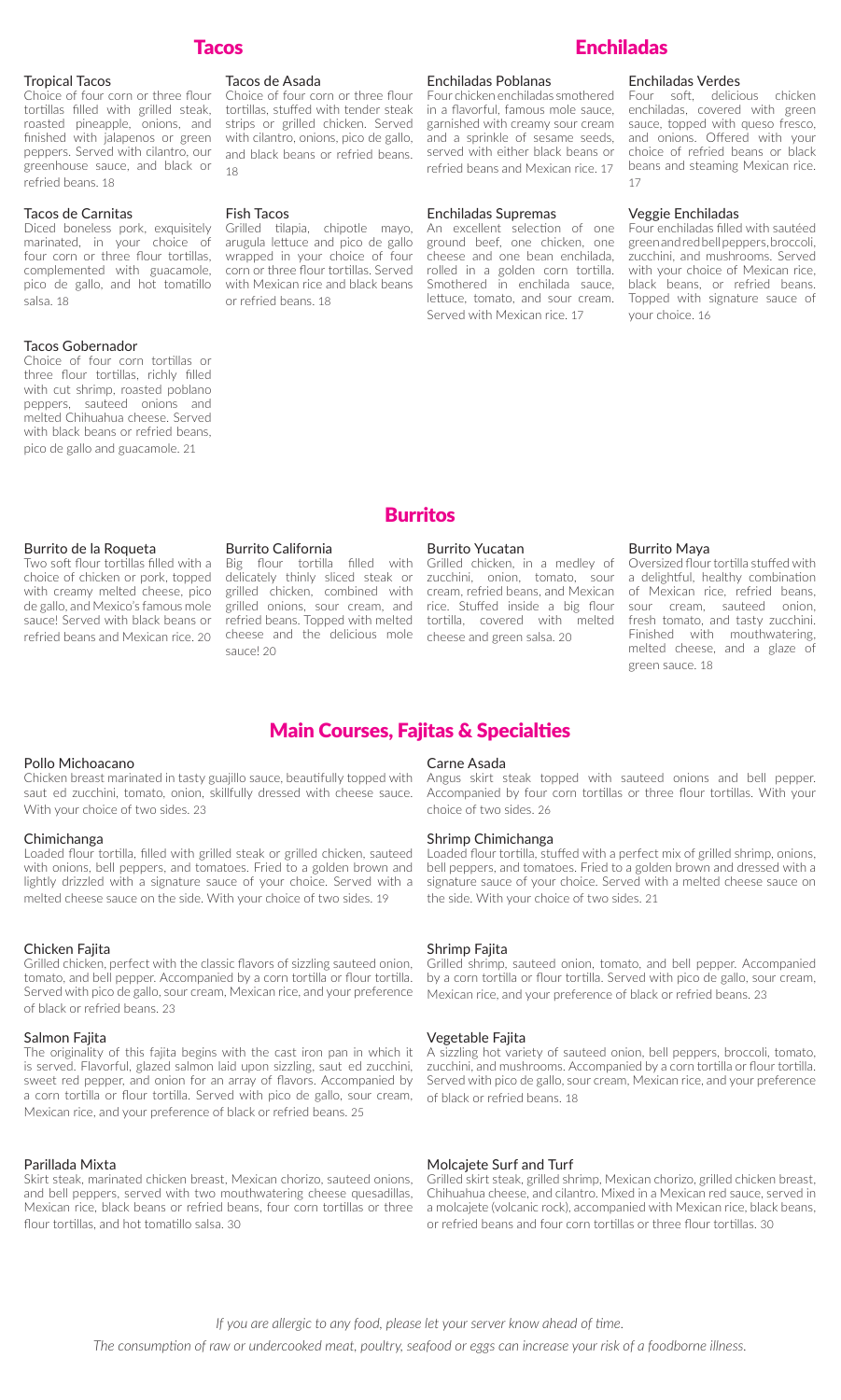# Tacos

### Tropical Tacos

Choice of four corn or three flour tortillas filled with grilled steak, roasted pineapple, onions, and finished with jalapenos or green peppers. Served with cilantro, our greenhouse sauce, and black or refried beans. 18

### Tacos de Asada

Choice of four corn or three flour tortillas, stuffed with tender steak strips or grilled chicken. Served with cilantro, onions, pico de gallo, and black beans or refried beans. 18

### Tacos de Carnitas

Diced boneless pork, exquisitely marinated, in your choice of four corn or three flour tortillas, complemented with guacamole, pico de gallo, and hot tomatillo salsa. 18

### Fish Tacos

Grilled tilapia, chipotle mayo, arugula lettuce and pico de gallo wrapped in your choice of four corn or three flour tortillas. Served with Mexican rice and black beans or refried beans. 18

### Tacos Gobernador

Choice of four corn tortillas or three flour tortillas, richly filled with cut shrimp, roasted poblano peppers, sauteed onions and melted Chihuahua cheese. Served with black beans or refried beans, pico de gallo and guacamole. 21

# Enchiladas

### Enchiladas Poblanas

Four chicken enchiladas smothered in a flavorful, famous mole sauce, garnished with creamy sour cream and a sprinkle of sesame seeds, served with either black beans or refried beans and Mexican rice. 17

### Enchiladas Verdes

Four soft, delicious chicken enchiladas, covered with green sauce, topped with queso fresco, and onions. Offered with your choice of refried beans or black beans and steaming Mexican rice. 17

### Enchiladas Supremas

An excellent selection of one ground beef, one chicken, one cheese and one bean enchilada, rolled in a golden corn tortilla. Smothered in enchilada sauce, lettuce, tomato, and sour cream. Served with Mexican rice. 17

### Veggie Enchiladas

Four enchiladas filled with sautéed green and red bell peppers, broccoli, zucchini, and mushrooms. Served with your choice of Mexican rice, black beans, or refried beans. Topped with signature sauce of your choice. 16

# Burritos

### Burrito de la Roqueta

Two soft flour tortillas filled with a choice of chicken or pork, topped with creamy melted cheese, pico de gallo, and Mexico's famous mole sauce! Served with black beans or refried beans and Mexican rice. 20

### Burrito California

Big flour tortilla filled with delicately thinly sliced steak or grilled chicken, combined with grilled onions, sour cream, and refried beans. Topped with melted cheese and the delicious mole sauce! 20

### Burrito Yucatan

Grilled chicken, in a medley of zucchini, onion, tomato, sour cream, refried beans, and Mexican rice. Stuffed inside a big flour tortilla, covered with melted cheese and green salsa. 20

### Burrito Maya

Oversized flour tortilla stuffed with a delightful, healthy combination of Mexican rice, refried beans, sour cream, sauteed onion, fresh tomato, and tasty zucchini. Finished with mouthwatering, melted cheese, and a glaze of green sauce. 18

# Main Courses, Fajitas & Specialties

### Pollo Michoacano

Chicken breast marinated in tasty guajillo sauce, beautifully topped with saut ed zucchini, tomato, onion, skillfully dressed with cheese sauce. With your choice of two sides. 23

### Carne Asada

Angus skirt steak topped with sauteed onions and bell pepper. Accompanied by four corn tortillas or three flour tortillas. With your choice of two sides. 26

### Chimichanga

Loaded flour tortilla, filled with grilled steak or grilled chicken, sauteed with onions, bell peppers, and tomatoes. Fried to a golden brown and lightly drizzled with a signature sauce of your choice. Served with a melted cheese sauce on the side. With your choice of two sides. 19

### Shrimp Chimichanga

Loaded flour tortilla, stuffed with a perfect mix of grilled shrimp, onions, bell peppers, and tomatoes. Fried to a golden brown and dressed with a signature sauce of your choice. Served with a melted cheese sauce on the side. With your choice of two sides. 21

### Chicken Fajita

Grilled chicken, perfect with the classic flavors of sizzling sauteed onion, tomato, and bell pepper. Accompanied by a corn tortilla or flour tortilla. Served with pico de gallo, sour cream, Mexican rice, and your preference of black or refried beans. 23

### Shrimp Fajita

Grilled shrimp, sauteed onion, tomato, and bell pepper. Accompanied by a corn tortilla or flour tortilla. Served with pico de gallo, sour cream, Mexican rice, and your preference of black or refried beans. 23

### Salmon Fajita

The originality of this fajita begins with the cast iron pan in which it is served. Flavorful, glazed salmon laid upon sizzling, saut ed zucchini, sweet red pepper, and onion for an array of flavors. Accompanied by a corn tortilla or flour tortilla. Served with pico de gallo, sour cream, Mexican rice, and your preference of black or refried beans. 25

### Vegetable Fajita

A sizzling hot variety of sauteed onion, bell peppers, broccoli, tomato, zucchini, and mushrooms. Accompanied by a corn tortilla or flour tortilla. Served with pico de gallo, sour cream, Mexican rice, and your preference of black or refried beans. 18

### Parillada Mixta

Skirt steak, marinated chicken breast, Mexican chorizo, sauteed onions, and bell peppers, served with two mouthwatering cheese quesadillas, Mexican rice, black beans or refried beans, four corn tortillas or three flour tortillas, and hot tomatillo salsa. 30

### Molcajete Surf and Turf

Grilled skirt steak, grilled shrimp, Mexican chorizo, grilled chicken breast, Chihuahua cheese, and cilantro. Mixed in a Mexican red sauce, served in a molcajete (volcanic rock), accompanied with Mexican rice, black beans, or refried beans and four corn tortillas or three flour tortillas. 30

*If you are allergic to any food, please let your server know ahead of time.*

*The consumption of raw or undercooked meat, poultry, seafood or eggs can increase your risk of a foodborne illness.*